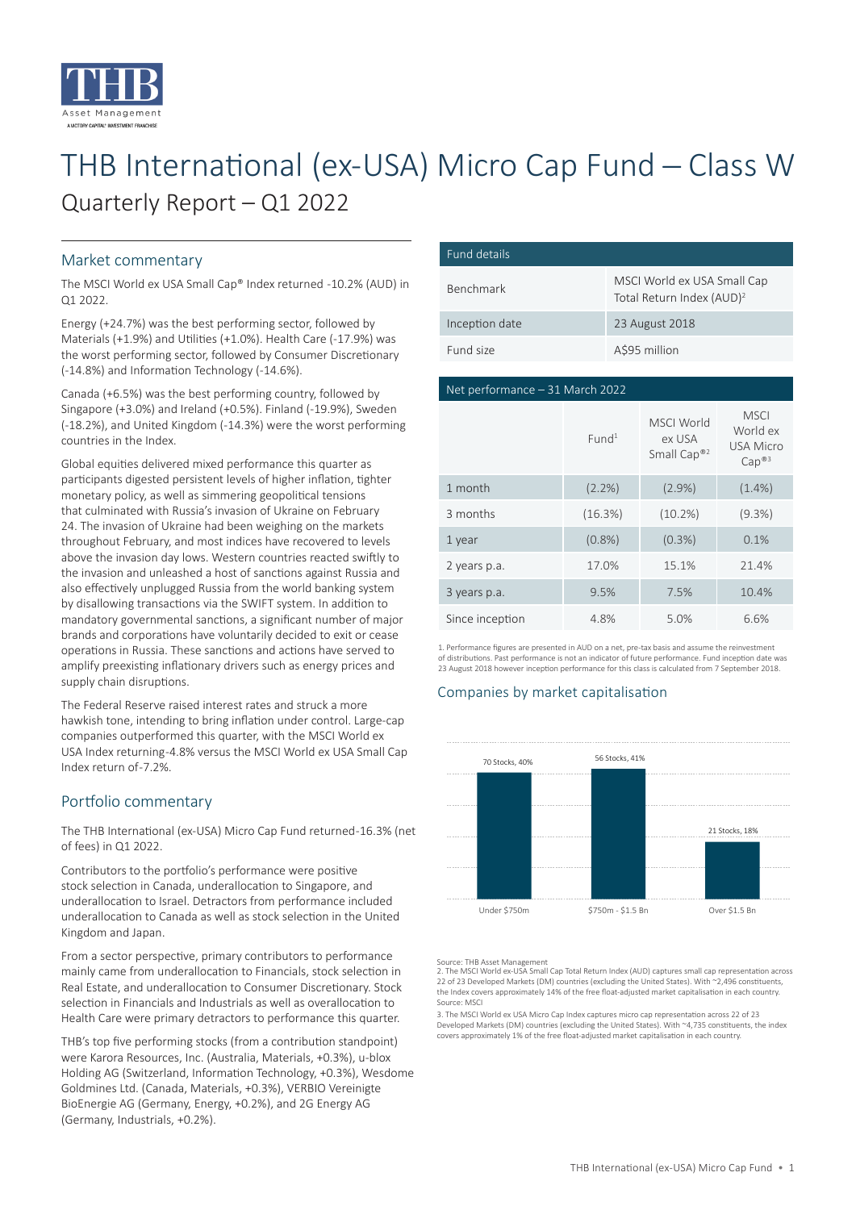# THB International (ex-USA) Micro Cap Fund – Class W

## Quarterly Report – Q1 2022

## Market commentary

The MSCI World ex USA Small Cap® Index returned -10.2% (AUD) in Q1 2022.

Energy (+24.7%) was the best performing sector, followed by Materials (+1.9%) and Utilities (+1.0%). Health Care (-17.9%) was the worst performing sector, followed by Consumer Discretionary (-14.8%) and Information Technology (-14.6%).

Canada (+6.5%) was the best performing country, followed by Singapore (+3.0%) and Ireland (+0.5%). Finland (-19.9%), Sweden (-18.2%), and United Kingdom (-14.3%) were the worst performing countries in the Index.

Global equities delivered mixed performance this quarter as participants digested persistent levels of higher inflation, tighter monetary policy, as well as simmering geopolitical tensions that culminated with Russia's invasion of Ukraine on February 24. The invasion of Ukraine had been weighing on the markets throughout February, and most indices have recovered to levels above the invasion day lows. Western countries reacted swiftly to the invasion and unleashed a host of sanctions against Russia and also effectively unplugged Russia from the world banking system by disallowing transactions via the SWIFT system. In addition to mandatory governmental sanctions, a significant number of major brands and corporations have voluntarily decided to exit or cease operations in Russia. These sanctions and actions have served to amplify preexisting inflationary drivers such as energy prices and supply chain disruptions.

The Federal Reserve raised interest rates and struck a more hawkish tone, intending to bring inflation under control. Large-cap companies outperformed this quarter, with the MSCI World ex USA Index returning-4.8% versus the MSCI World ex USA Small Cap Index return of-7.2%.

## Portfolio commentary

The THB International (ex-USA) Micro Cap Fund returned-16.3% (net of fees) in Q1 2022.

Contributors to the portfolio's performance were positive stock selection in Canada, underallocation to Singapore, and underallocation to Israel. Detractors from performance included underallocation to Canada as well as stock selection in the United Kingdom and Japan.

From a sector perspective, primary contributors to performance mainly came from underallocation to Financials, stock selection in Real Estate, and underallocation to Consumer Discretionary. Stock selection in Financials and Industrials as well as overallocation to Health Care were primary detractors to performance this quarter.

THB's top five performing stocks (from a contribution standpoint) were Karora Resources, Inc. (Australia, Materials, +0.3%), u-blox Holding AG (Switzerland, Information Technology, +0.3%), Wesdome Goldmines Ltd. (Canada, Materials, +0.3%), VERBIO Vereinigte BioEnergie AG (Germany, Energy, +0.2%), and 2G Energy AG (Germany, Industrials, +0.2%).

| Fund details | |
|---|---|
| Benchmark | MSCI World ex USA Small Cap Total Return Index (AUD)[2] |
| Inception date | 23 August 2018 |
| Fund size | A$95 million |

**Net performance – 31 March 2022**

| | Fund[1] | MSCI World ex USA Small Cap®[2] | MSCI World ex USA Micro Cap®[3] |
|---|---|---|---|
| 1 month | (2.2%) | (2.9%) | (1.4%) |
| 3 months | (16.3%) | (10.2%) | (9.3%) |
| 1 year | (0.8%) | (0.3%) | 0.1% |
| 2 years p.a. | 17.0% | 15.1% | 21.4% |
| 3 years p.a. | 9.5% | 7.5% | 10.4% |
| Since inception | 4.8% | 5.0% | 6.6% |

1. Performance figures are presented in AUD on a net, pre-tax basis and assume the reinvestment of distributions. Past performance is not an indicator of future performance. Fund inception date was 23 August 2018 however inception performance for this class is calculated from 7 September 2018.

## Companies by market capitalisation

| Market capitalisation | Stocks | Share |
|---|---|---|
| Under $750m | 70 Stocks | 40% |
| $750m - $1.5 Bn | 56 Stocks | 41% |
| Over $1.5 Bn | 21 Stocks | 18% |

Source: THB Asset Management

2. The MSCI World ex-USA Small Cap Total Return Index (AUD) captures small cap representation across 22 of 23 Developed Markets (DM) countries (excluding the United States). With ~2,496 constituents, the Index covers approximately 14% of the free float-adjusted market capitalisation in each country. Source: MSCI

3. The MSCI World ex USA Micro Cap Index captures micro cap representation across 22 of 23 Developed Markets (DM) countries (excluding the United States). With ~4,735 constituents, the index covers approximately 1% of the free float-adjusted market capitalisation in each country.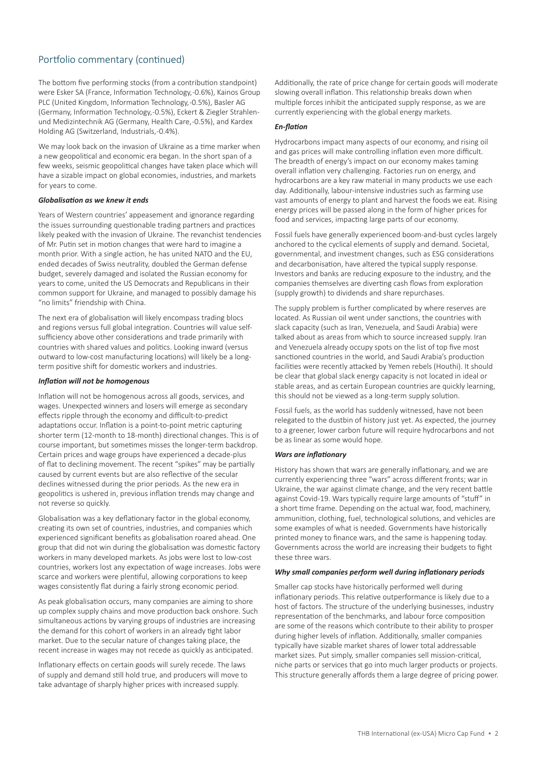## Portfolio commentary (continued)

The bottom five performing stocks (from a contribution standpoint) were Esker SA (France, Information Technology,-0.6%), Kainos Group PLC (United Kingdom, Information Technology,-0.5%), Basler AG (Germany, Information Technology,-0.5%), Eckert & Ziegler Strahlen-und Medizintechnik AG (Germany, Health Care,-0.5%), and Kardex Holding AG (Switzerland, Industrials,-0.4%).

We may look back on the invasion of Ukraine as a time marker when a new geopolitical and economic era began. In the short span of a few weeks, seismic geopolitical changes have taken place which will have a sizable impact on global economies, industries, and markets for years to come.

***Globalisation as we knew it ends***

Years of Western countries' appeasement and ignorance regarding the issues surrounding questionable trading partners and practices likely peaked with the invasion of Ukraine. The revanchist tendencies of Mr. Putin set in motion changes that were hard to imagine a month prior. With a single action, he has united NATO and the EU, ended decades of Swiss neutrality, doubled the German defense budget, severely damaged and isolated the Russian economy for years to come, united the US Democrats and Republicans in their common support for Ukraine, and managed to possibly damage his "no limits" friendship with China.

The next era of globalisation will likely encompass trading blocs and regions versus full global integration. Countries will value self-sufficiency above other considerations and trade primarily with countries with shared values and politics. Looking inward (versus outward to low-cost manufacturing locations) will likely be a long-term positive shift for domestic workers and industries.

***Inflation will not be homogenous***

Inflation will not be homogenous across all goods, services, and wages. Unexpected winners and losers will emerge as secondary effects ripple through the economy and difficult-to-predict adaptations occur. Inflation is a point-to-point metric capturing shorter term (12-month to 18-month) directional changes. This is of course important, but sometimes misses the longer-term backdrop. Certain prices and wage groups have experienced a decade-plus of flat to declining movement. The recent "spikes" may be partially caused by current events but are also reflective of the secular declines witnessed during the prior periods. As the new era in geopolitics is ushered in, previous inflation trends may change and not reverse so quickly.

Globalisation was a key deflationary factor in the global economy, creating its own set of countries, industries, and companies which experienced significant benefits as globalisation roared ahead. One group that did not win during the globalisation was domestic factory workers in many developed markets. As jobs were lost to low-cost countries, workers lost any expectation of wage increases. Jobs were scarce and workers were plentiful, allowing corporations to keep wages consistently flat during a fairly strong economic period.

As peak globalisation occurs, many companies are aiming to shore up complex supply chains and move production back onshore. Such simultaneous actions by varying groups of industries are increasing the demand for this cohort of workers in an already tight labor market. Due to the secular nature of changes taking place, the recent increase in wages may not recede as quickly as anticipated.

Inflationary effects on certain goods will surely recede. The laws of supply and demand still hold true, and producers will move to take advantage of sharply higher prices with increased supply.

Additionally, the rate of price change for certain goods will moderate slowing overall inflation. This relationship breaks down when multiple forces inhibit the anticipated supply response, as we are currently experiencing with the global energy markets.

***En-flation***

Hydrocarbons impact many aspects of our economy, and rising oil and gas prices will make controlling inflation even more difficult. The breadth of energy's impact on our economy makes taming overall inflation very challenging. Factories run on energy, and hydrocarbons are a key raw material in many products we use each day. Additionally, labour-intensive industries such as farming use vast amounts of energy to plant and harvest the foods we eat. Rising energy prices will be passed along in the form of higher prices for food and services, impacting large parts of our economy.

Fossil fuels have generally experienced boom-and-bust cycles largely anchored to the cyclical elements of supply and demand. Societal, governmental, and investment changes, such as ESG considerations and decarbonisation, have altered the typical supply response. Investors and banks are reducing exposure to the industry, and the companies themselves are diverting cash flows from exploration (supply growth) to dividends and share repurchases.

The supply problem is further complicated by where reserves are located. As Russian oil went under sanctions, the countries with slack capacity (such as Iran, Venezuela, and Saudi Arabia) were talked about as areas from which to source increased supply. Iran and Venezuela already occupy spots on the list of top five most sanctioned countries in the world, and Saudi Arabia's production facilities were recently attacked by Yemen rebels (Houthi). It should be clear that global slack energy capacity is not located in ideal or stable areas, and as certain European countries are quickly learning, this should not be viewed as a long-term supply solution.

Fossil fuels, as the world has suddenly witnessed, have not been relegated to the dustbin of history just yet. As expected, the journey to a greener, lower carbon future will require hydrocarbons and not be as linear as some would hope.

***Wars are inflationary***

History has shown that wars are generally inflationary, and we are currently experiencing three "wars" across different fronts; war in Ukraine, the war against climate change, and the very recent battle against Covid-19. Wars typically require large amounts of "stuff" in a short time frame. Depending on the actual war, food, machinery, ammunition, clothing, fuel, technological solutions, and vehicles are some examples of what is needed. Governments have historically printed money to finance wars, and the same is happening today. Governments across the world are increasing their budgets to fight these three wars.

***Why small companies perform well during inflationary periods***

Smaller cap stocks have historically performed well during inflationary periods. This relative outperformance is likely due to a host of factors. The structure of the underlying businesses, industry representation of the benchmarks, and labour force composition are some of the reasons which contribute to their ability to prosper during higher levels of inflation. Additionally, smaller companies typically have sizable market shares of lower total addressable market sizes. Put simply, smaller companies sell mission-critical, niche parts or services that go into much larger products or projects. This structure generally affords them a large degree of pricing power.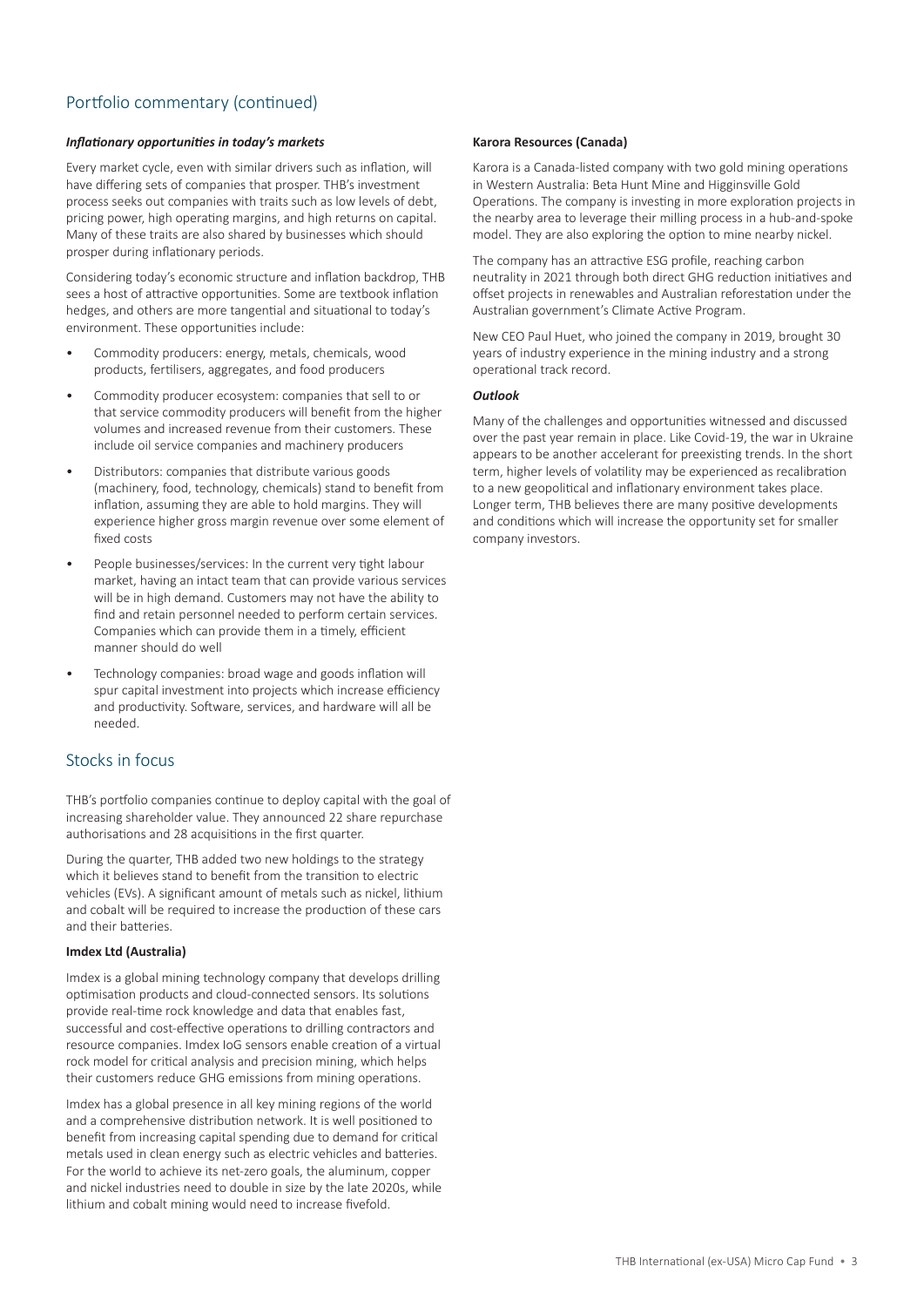## Portfolio commentary (continued)

***Inflationary opportunities in today's markets***

Every market cycle, even with similar drivers such as inflation, will have differing sets of companies that prosper. THB's investment process seeks out companies with traits such as low levels of debt, pricing power, high operating margins, and high returns on capital. Many of these traits are also shared by businesses which should prosper during inflationary periods.

Considering today's economic structure and inflation backdrop, THB sees a host of attractive opportunities. Some are textbook inflation hedges, and others are more tangential and situational to today's environment. These opportunities include:

- Commodity producers: energy, metals, chemicals, wood products, fertilisers, aggregates, and food producers
- Commodity producer ecosystem: companies that sell to or that service commodity producers will benefit from the higher volumes and increased revenue from their customers. These include oil service companies and machinery producers
- Distributors: companies that distribute various goods (machinery, food, technology, chemicals) stand to benefit from inflation, assuming they are able to hold margins. They will experience higher gross margin revenue over some element of fixed costs
- People businesses/services: In the current very tight labour market, having an intact team that can provide various services will be in high demand. Customers may not have the ability to find and retain personnel needed to perform certain services. Companies which can provide them in a timely, efficient manner should do well
- Technology companies: broad wage and goods inflation will spur capital investment into projects which increase efficiency and productivity. Software, services, and hardware will all be needed.

## Stocks in focus

THB's portfolio companies continue to deploy capital with the goal of increasing shareholder value. They announced 22 share repurchase authorisations and 28 acquisitions in the first quarter.

During the quarter, THB added two new holdings to the strategy which it believes stand to benefit from the transition to electric vehicles (EVs). A significant amount of metals such as nickel, lithium and cobalt will be required to increase the production of these cars and their batteries.

**Imdex Ltd (Australia)**

Imdex is a global mining technology company that develops drilling optimisation products and cloud-connected sensors. Its solutions provide real-time rock knowledge and data that enables fast, successful and cost-effective operations to drilling contractors and resource companies. Imdex IoG sensors enable creation of a virtual rock model for critical analysis and precision mining, which helps their customers reduce GHG emissions from mining operations.

Imdex has a global presence in all key mining regions of the world and a comprehensive distribution network. It is well positioned to benefit from increasing capital spending due to demand for critical metals used in clean energy such as electric vehicles and batteries. For the world to achieve its net-zero goals, the aluminum, copper and nickel industries need to double in size by the late 2020s, while lithium and cobalt mining would need to increase fivefold.

**Karora Resources (Canada)**

Karora is a Canada-listed company with two gold mining operations in Western Australia: Beta Hunt Mine and Higginsville Gold Operations. The company is investing in more exploration projects in the nearby area to leverage their milling process in a hub-and-spoke model. They are also exploring the option to mine nearby nickel.

The company has an attractive ESG profile, reaching carbon neutrality in 2021 through both direct GHG reduction initiatives and offset projects in renewables and Australian reforestation under the Australian government's Climate Active Program.

New CEO Paul Huet, who joined the company in 2019, brought 30 years of industry experience in the mining industry and a strong operational track record.

***Outlook***

Many of the challenges and opportunities witnessed and discussed over the past year remain in place. Like Covid-19, the war in Ukraine appears to be another accelerant for preexisting trends. In the short term, higher levels of volatility may be experienced as recalibration to a new geopolitical and inflationary environment takes place. Longer term, THB believes there are many positive developments and conditions which will increase the opportunity set for smaller company investors.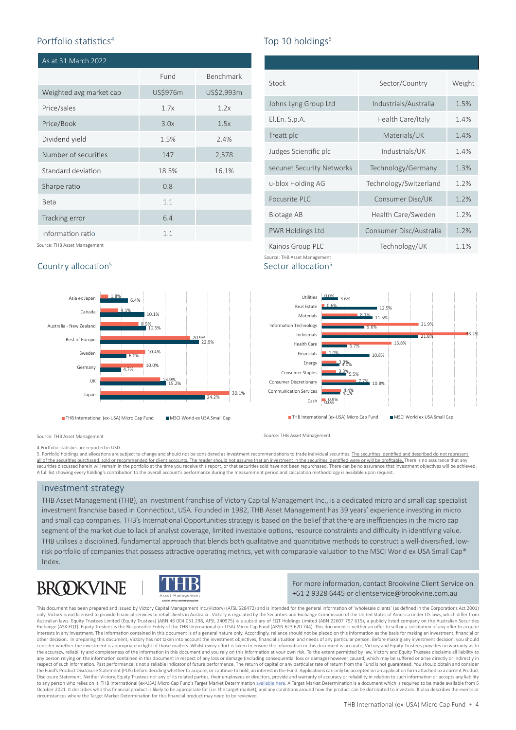## Portfolio statistics[4]

| As at 31 March 2022 | Fund | Benchmark |
|---|---|---|
| Weighted avg market cap | US$976m | US$2,993m |
| Price/sales | 1.7x | 1.2x |
| Price/Book | 3.0x | 1.5x |
| Dividend yield | 1.5% | 2.4% |
| Number of securities | 147 | 2,578 |
| Standard deviation | 18.5% | 16.1% |
| Sharpe ratio | 0.8 | |
| Beta | 1.1 | |
| Tracking error | 6.4 | |
| Information ratio | 1.1 | |

Source: THB Asset Management

## Top 10 holdings[5]

| Stock | Sector/Country | Weight |
|---|---|---|
| Johns Lyng Group Ltd | Industrials/Australia | 1.5% |
| El.En. S.p.A. | Health Care/Italy | 1.4% |
| Treatt plc | Materials/UK | 1.4% |
| Judges Scientific plc | Industrials/UK | 1.4% |
| secunet Security Networks | Technology/Germany | 1.3% |
| u-blox Holding AG | Technology/Switzerland | 1.2% |
| Focusrite PLC | Consumer Disc/UK | 1.2% |
| Biotage AB | Health Care/Sweden | 1.2% |
| PWR Holdings Ltd | Consumer Disc/Australia | 1.2% |
| Kainos Group PLC | Technology/UK | 1.1% |

Source: THB Asset Management

## Country allocation[5]

Asia ex Japan 1.8% 6.4%
Canada 4.1% 10.1%
Australia - New Zealand 8.9% 10.5%
Rest of Europe 20.9% 22.9%
Sweden 10.4% 6.0%
Germany 10.0% 4.7%
UK 13.9% 15.2%
Japan 30.1% 24.2%

THB International (ex-USA) Micro Cap Fund
MSCI World ex USA Small Cap

Source: THB Asset Management

## Sector allocation[5]

Utilities 0.0% 3.6%
Real Estate 0.6% 12.5%
Materials 8.1% 11.5%
Information Technology 21.9% 9.6%
Industrials 33.2% 21.8%
Health Care 15.8% 5.7%
Financials 1.0% 10.8%
Energy 3.3% 4.0%
Consumer Staples 3.3% 5.5%
Consumer Discretionary 7.7% 10.8%
Communication Services 4.4% 4.1%
Cash 0.9% 0.0%

THB International (ex-USA) Micro Cap Fund
MSCI World ex USA Small Cap

Source: THB Asset Management

4.Portfolio statistics are reported in USD.
5. Portfolio holdings and allocations are subject to change and should not be considered as investment recommendations to trade individual securities. The securities identified and described do not represent all of the securities purchased, sold or recommended for client accounts. The reader should not assume that an investment in the securities identified were or will be profitable. There is no assurance that any securities discussed herein will remain in the portfolio at the time you receive this report, or that securities sold have not been repurchased. There can be no assurance that investment objectives will be achieved. A full list showing every holding's contribution to the overall account's performance during the measurement period and calculation methodology is available upon request.

## Investment strategy

THB Asset Management (THB), an investment franchise of Victory Capital Management Inc., is a dedicated micro and small cap specialist investment franchise based in Connecticut, USA. Founded in 1982, THB Asset Management has 39 years' experience investing in micro and small cap companies. THB's International Opportunities strategy is based on the belief that there are inefficiencies in the micro cap segment of the market due to lack of analyst coverage, limited investable options, resource constraints and difficulty in identifying value. THB utilises a disciplined, fundamental approach that blends both qualitative and quantitative methods to construct a well-diversified, low-risk portfolio of companies that possess attractive operating metrics, yet with comparable valuation to the MSCI World ex USA Small Cap® Index.

BROOKVINE | THB Asset Management — A VICTORY CAPITAL® INVESTMENT FRANCHISE

For more information, contact Brookvine Client Service on +61 2 9328 6445 or clientservice@brookvine.com.au

This document has been prepared and issued by Victory Capital Management Inc.(Victory) (AFSL 528472) and is intended for the general information of 'wholesale clients' (as defined in the Corporations Act 2001) only. Victory is not licensed to provide financial services to retail clients in Australia.. Victory is regulated by the Securities and Exchange Commission of the United States of America under US laws, which differ from Australian laws. Equity Trustees Limited (Equity Trustees) (ABN 46 004 031 298, AFSL 240975) is a subsidiary of EQT Holdings Limited (ABN 22607 797 615), a publicly listed company on the Australian Securities Exchange (ASX:EQT). Equity Trustees is the Responsible Entity of the THB International (ex-USA) Micro Cap Fund (ARSN 623 620 744). This document is neither an offer to sell or a solicitation of any offer to acquire interests in any investment. The information contained in this document is of a general nature only. Accordingly, reliance should not be placed on this information as the basis for making an investment, financial or other decision. In preparing this document, Victory has not taken into account the investment objectives, financial situation and needs of any particular person. Before making any investment decision, you should consider whether the investment is appropriate in light of those matters. Whilst every effort is taken to ensure the information in this document is accurate, Victory and Equity Trustees provides no warranty as to the accuracy, reliability and completeness of the information in this document and you rely on this information at your own risk. To the extent permitted by law, Victory and Equity Trustees disclaims all liability to any person relying on the information contained in this document in respect of any loss or damage (including consequential loss or damage) however caused, which may be suffered or arise directly or indirectly in respect of such information. Past performance is not a reliable indicator of future performance. The return of capital or any particular rate of return from the Fund is not guaranteed. You should obtain and consider the Fund's Product Disclosure Statement (PDS) before deciding whether to acquire, or continue to hold, an interest in the Fund. Applications can only be accepted on an application form attached to a current Product Disclosure Statement. Neither Victory, Equity Trustees nor any of its related parties, their employees or directors, provide and warranty of accuracy or reliability in relation to such information or accepts any liability to any person who relies on it. THB International (ex-USA) Micro Cap Fund's Target Market Determination available here. A Target Market Determination is a document which is required to be made available from 5 October 2021. It describes who this financial product is likely to be appropriate for (i.e. the target market), and any conditions around how the product can be distributed to investors. It also describes the events or circumstances where the Target Market Determination for this financial product may need to be reviewed.